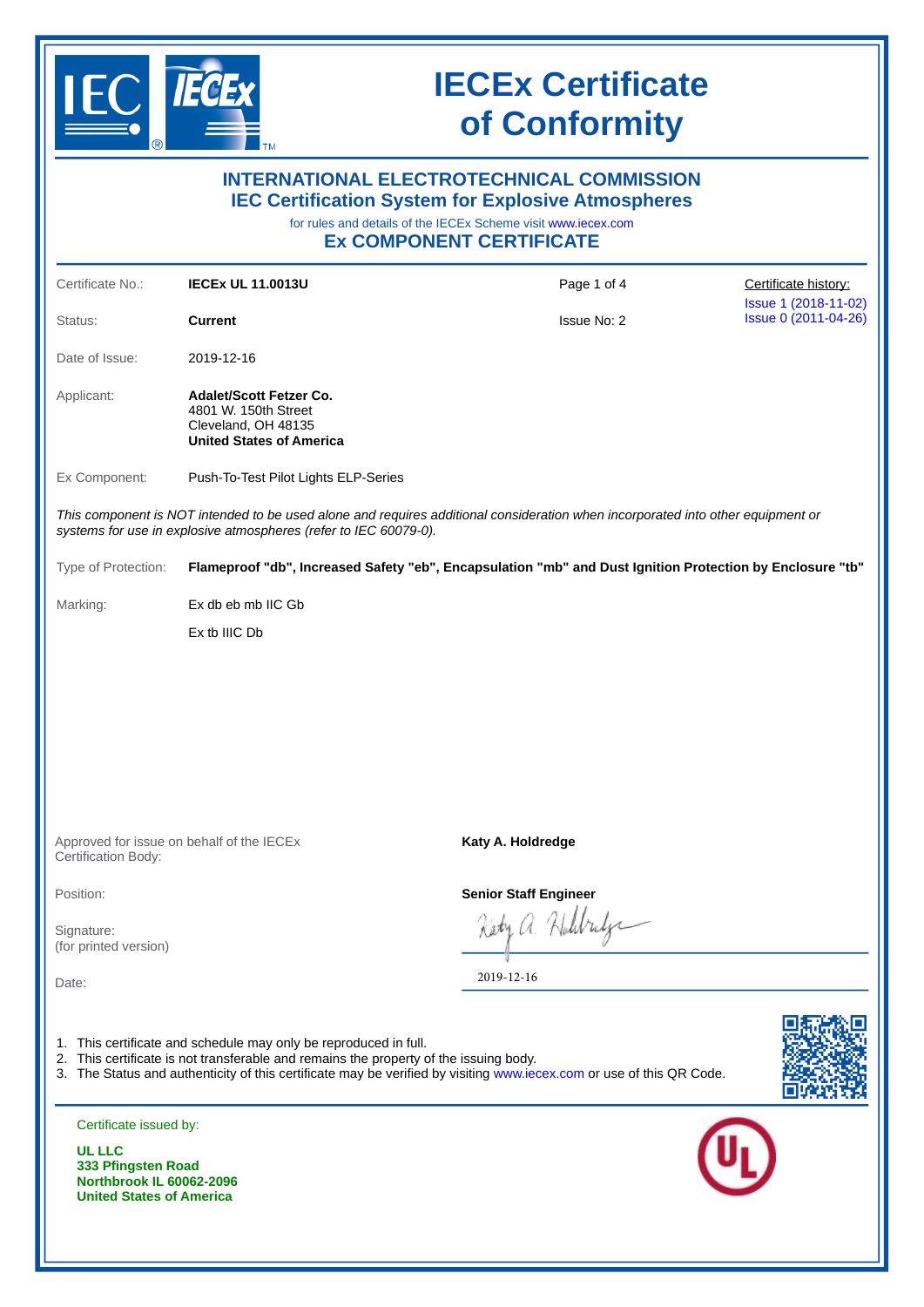# IECEx Certificate of Conformity

## INTERNATIONAL ELECTROTECHNICAL COMMISSION
## IEC Certification System for Explosive Atmospheres

for rules and details of the IECEx Scheme visit www.iecex.com

## Ex COMPONENT CERTIFICATE

| | | | |
|---|---|---|---|
| Certificate No.: | **IECEx UL 11.0013U** | Page 1 of 4 | Certificate history: |
| Status: | **Current** | Issue No: 2 | Issue 1 (2018-11-02)<br>Issue 0 (2011-04-26) |
| Date of Issue: | 2019-12-16 | | |

Applicant: **Adalet/Scott Fetzer Co.**
4801 W. 150th Street
Cleveland, OH 48135
**United States of America**

Ex Component: Push-To-Test Pilot Lights ELP-Series

*This component is NOT intended to be used alone and requires additional consideration when incorporated into other equipment or systems for use in explosive atmospheres (refer to IEC 60079-0).*

Type of Protection: **Flameproof "db", Increased Safety "eb", Encapsulation "mb" and Dust Ignition Protection by Enclosure "tb"**

Marking: Ex db eb mb IIC Gb

Ex tb IIIC Db

Approved for issue on behalf of the IECEx Certification Body: **Katy A. Holdredge**

Position: **Senior Staff Engineer**

Signature:
(for printed version)

Date: 2019-12-16

1. This certificate and schedule may only be reproduced in full.
2. This certificate is not transferable and remains the property of the issuing body.
3. The Status and authenticity of this certificate may be verified by visiting www.iecex.com or use of this QR Code.

Certificate issued by:

**UL LLC**
**333 Pfingsten Road**
**Northbrook IL 60062-2096**
**United States of America**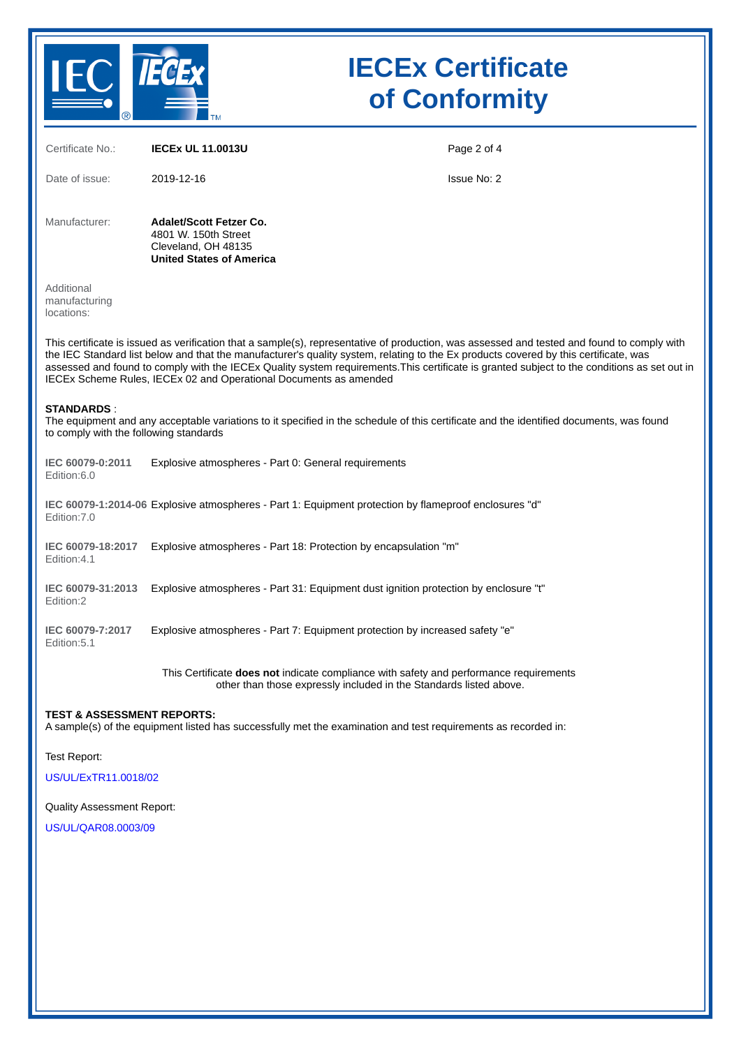# IECEx Certificate of Conformity

| | | |
|---|---|---|
| Certificate No.: | **IECEx UL 11.0013U** | Page 2 of 4 |
| Date of issue: | 2019-12-16 | Issue No: 2 |

Manufacturer: **Adalet/Scott Fetzer Co.**
4801 W. 150th Street
Cleveland, OH 48135
**United States of America**

Additional manufacturing locations:

This certificate is issued as verification that a sample(s), representative of production, was assessed and tested and found to comply with the IEC Standard list below and that the manufacturer's quality system, relating to the Ex products covered by this certificate, was assessed and found to comply with the IECEx Quality system requirements.This certificate is granted subject to the conditions as set out in IECEx Scheme Rules, IECEx 02 and Operational Documents as amended

**STANDARDS** :
The equipment and any acceptable variations to it specified in the schedule of this certificate and the identified documents, was found to comply with the following standards

**IEC 60079-0:2011** Edition:6.0 — Explosive atmospheres - Part 0: General requirements

**IEC 60079-1:2014-06** Edition:7.0 — Explosive atmospheres - Part 1: Equipment protection by flameproof enclosures "d"

**IEC 60079-18:2017** Edition:4.1 — Explosive atmospheres - Part 18: Protection by encapsulation "m"

**IEC 60079-31:2013** Edition:2 — Explosive atmospheres - Part 31: Equipment dust ignition protection by enclosure "t"

**IEC 60079-7:2017** Edition:5.1 — Explosive atmospheres - Part 7: Equipment protection by increased safety "e"

This Certificate **does not** indicate compliance with safety and performance requirements other than those expressly included in the Standards listed above.

**TEST & ASSESSMENT REPORTS:**
A sample(s) of the equipment listed has successfully met the examination and test requirements as recorded in:

Test Report:

US/UL/ExTR11.0018/02

Quality Assessment Report:

US/UL/QAR08.0003/09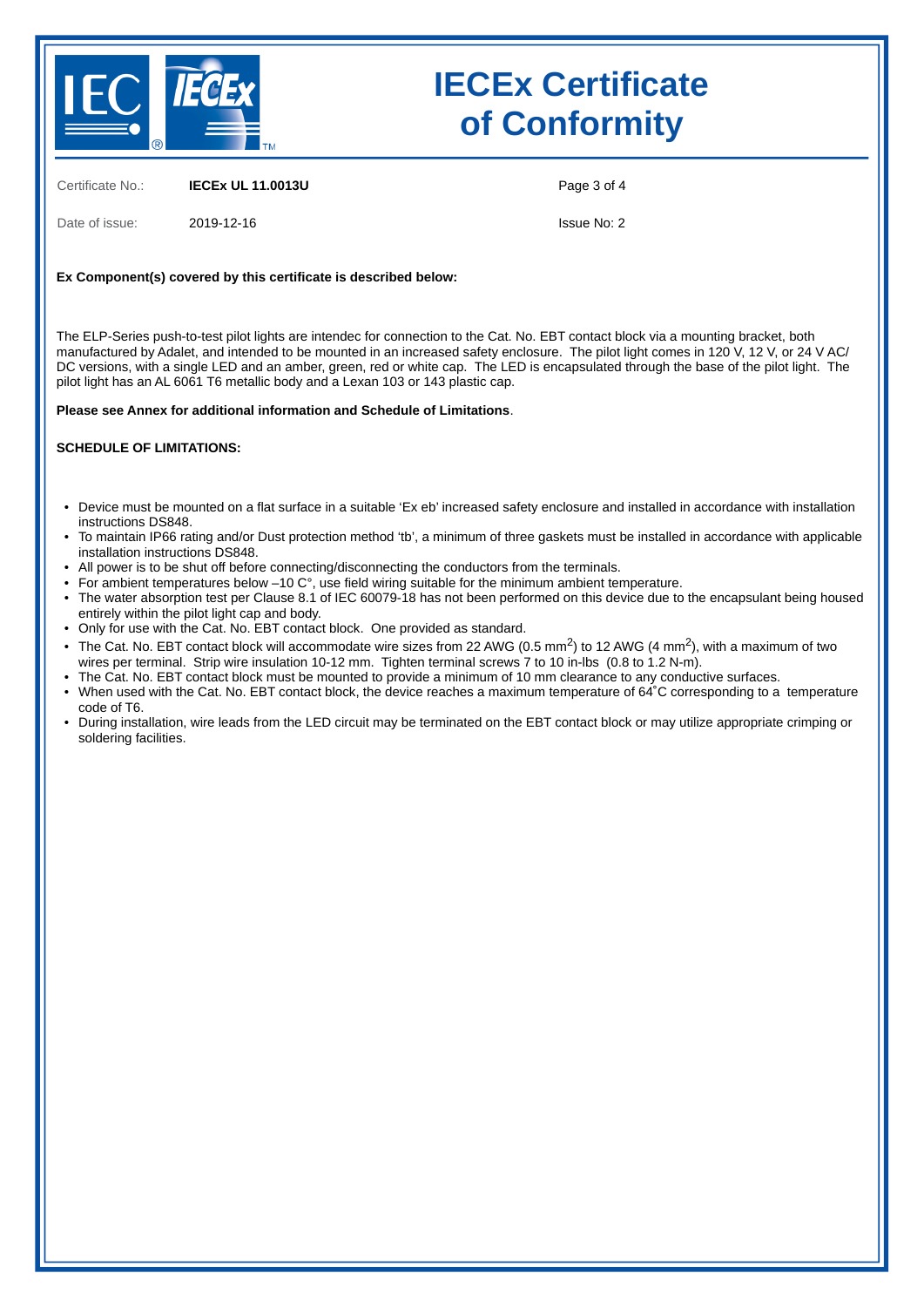# IECEx Certificate of Conformity

Certificate No.: **IECEx UL 11.0013U**

Date of issue: 2019-12-16

Issue No: 2

**Ex Component(s) covered by this certificate is described below:**

The ELP-Series push-to-test pilot lights are intendec for connection to the Cat. No. EBT contact block via a mounting bracket, both manufactured by Adalet, and intended to be mounted in an increased safety enclosure. The pilot light comes in 120 V, 12 V, or 24 V AC/DC versions, with a single LED and an amber, green, red or white cap. The LED is encapsulated through the base of the pilot light. The pilot light has an AL 6061 T6 metallic body and a Lexan 103 or 143 plastic cap.

**Please see Annex for additional information and Schedule of Limitations**.

**SCHEDULE OF LIMITATIONS:**

- Device must be mounted on a flat surface in a suitable 'Ex eb' increased safety enclosure and installed in accordance with installation instructions DS848.
- To maintain IP66 rating and/or Dust protection method 'tb', a minimum of three gaskets must be installed in accordance with applicable installation instructions DS848.
- All power is to be shut off before connecting/disconnecting the conductors from the terminals.
- For ambient temperatures below –10 C°, use field wiring suitable for the minimum ambient temperature.
- The water absorption test per Clause 8.1 of IEC 60079-18 has not been performed on this device due to the encapsulant being housed entirely within the pilot light cap and body.
- Only for use with the Cat. No. EBT contact block. One provided as standard.
- The Cat. No. EBT contact block will accommodate wire sizes from 22 AWG (0.5 $mm^2$) to 12 AWG (4 $mm^2$), with a maximum of two wires per terminal. Strip wire insulation 10-12 mm. Tighten terminal screws 7 to 10 in-lbs (0.8 to 1.2 N-m).
- The Cat. No. EBT contact block must be mounted to provide a minimum of 10 mm clearance to any conductive surfaces.
- When used with the Cat. No. EBT contact block, the device reaches a maximum temperature of 64˚C corresponding to a temperature code of T6.
- During installation, wire leads from the LED circuit may be terminated on the EBT contact block or may utilize appropriate crimping or soldering facilities.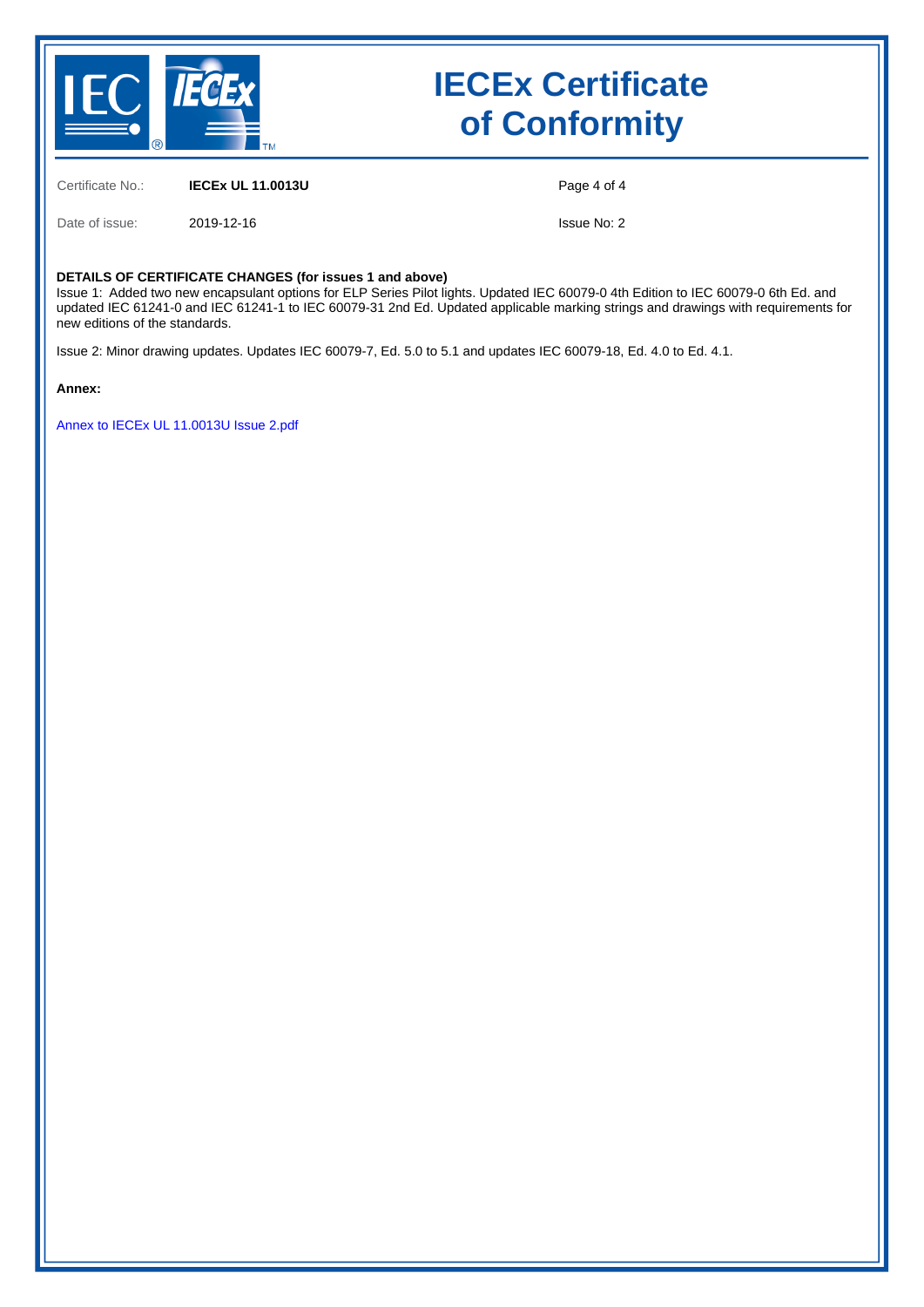# IECEx Certificate of Conformity

| | | | |
|---|---|---|---|
| Certificate No.: | **IECEx UL 11.0013U** | | |
| Date of issue: | 2019-12-16 | | Issue No: 2 |

**DETAILS OF CERTIFICATE CHANGES (for issues 1 and above)**

Issue 1: Added two new encapsulant options for ELP Series Pilot lights. Updated IEC 60079-0 4th Edition to IEC 60079-0 6th Ed. and updated IEC 61241-0 and IEC 61241-1 to IEC 60079-31 2nd Ed. Updated applicable marking strings and drawings with requirements for new editions of the standards.

Issue 2: Minor drawing updates. Updates IEC 60079-7, Ed. 5.0 to 5.1 and updates IEC 60079-18, Ed. 4.0 to Ed. 4.1.

**Annex:**

Annex to IECEx UL 11.0013U Issue 2.pdf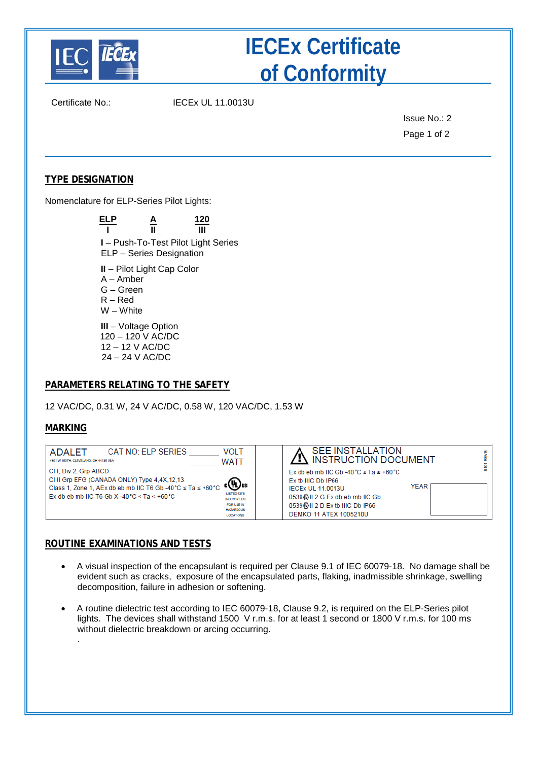# IECEx Certificate of Conformity

Certificate No.: IECEx UL 11.0013U

Issue No.: 2

## TYPE DESIGNATION

Nomenclature for ELP-Series Pilot Lights:

| ELP | A | 120 |
|---|---|---|
| I | II | III |

**I** – Push-To-Test Pilot Light Series
ELP – Series Designation

**II** – Pilot Light Cap Color
A – Amber
G – Green
R – Red
W – White

**III** – Voltage Option
120 – 120 V AC/DC
12 – 12 V AC/DC
24 – 24 V AC/DC

## PARAMETERS RELATING TO THE SAFETY

12 VAC/DC, 0.31 W, 24 V AC/DC, 0.58 W, 120 VAC/DC, 1.53 W

## MARKING

ADALET CAT NO: ELP SERIES ______ VOLT
4801 W 150TH, CLEVELAND, OH 44135 USA ______ WATT

Cl I, Div 2, Grp ABCD
Cl II Grp EFG (CANADA ONLY) Type 4,4X,12,13
Class 1, Zone 1, AEx db eb mb IIC T6 Gb -40°C ≤ Ta ≤ +60°C
Ex db eb mb IIC T6 Gb X -40°C ≤ Ta ≤ +60°C

c UL us LISTED 4378 IND.CONT.EQ FOR USE IN HAZARDOUS LOCATIONS

SEE INSTALLATION INSTRUCTION DOCUMENT

Ex db eb mb IIC Gb -40°C ≤ Ta ≤ +60°C
Ex tb IIIC Db IP66
IECEx UL 11.0013U
0539 Ex II 2 G Ex db eb mb IIC Gb
0539 Ex II 2 D Ex tb IIIC Db IP66
DEMKO 11 ATEX 1005210U

YEAR

8101 REVB

## ROUTINE EXAMINATIONS AND TESTS

- A visual inspection of the encapsulant is required per Clause 9.1 of IEC 60079-18. No damage shall be evident such as cracks, exposure of the encapsulated parts, flaking, inadmissible shrinkage, swelling decomposition, failure in adhesion or softening.
- A routine dielectric test according to IEC 60079-18, Clause 9.2, is required on the ELP-Series pilot lights. The devices shall withstand 1500 V r.m.s. for at least 1 second or 1800 V r.m.s. for 100 ms without dielectric breakdown or arcing occurring.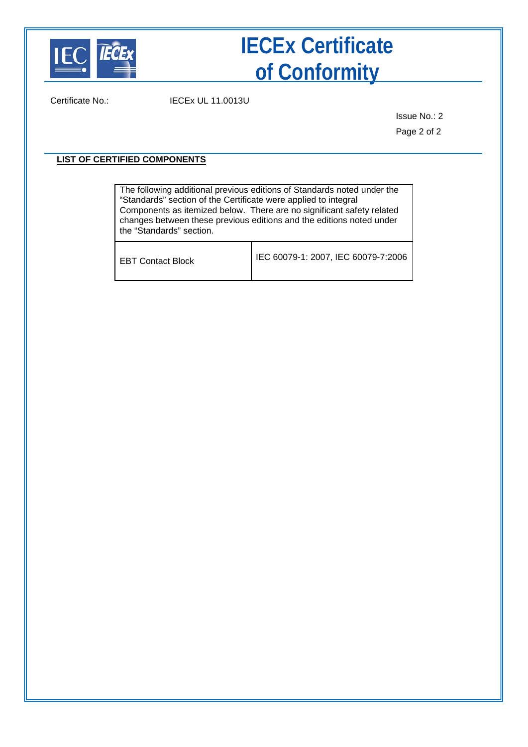# IECEx Certificate of Conformity

Certificate No.: IECEx UL 11.0013U

Issue No.: 2

**LIST OF CERTIFIED COMPONENTS**

| | |
|---|---|
| The following additional previous editions of Standards noted under the "Standards" section of the Certificate were applied to integral Components as itemized below. There are no significant safety related changes between these previous editions and the editions noted under the "Standards" section. | |
| EBT Contact Block | IEC 60079-1: 2007, IEC 60079-7:2006 |